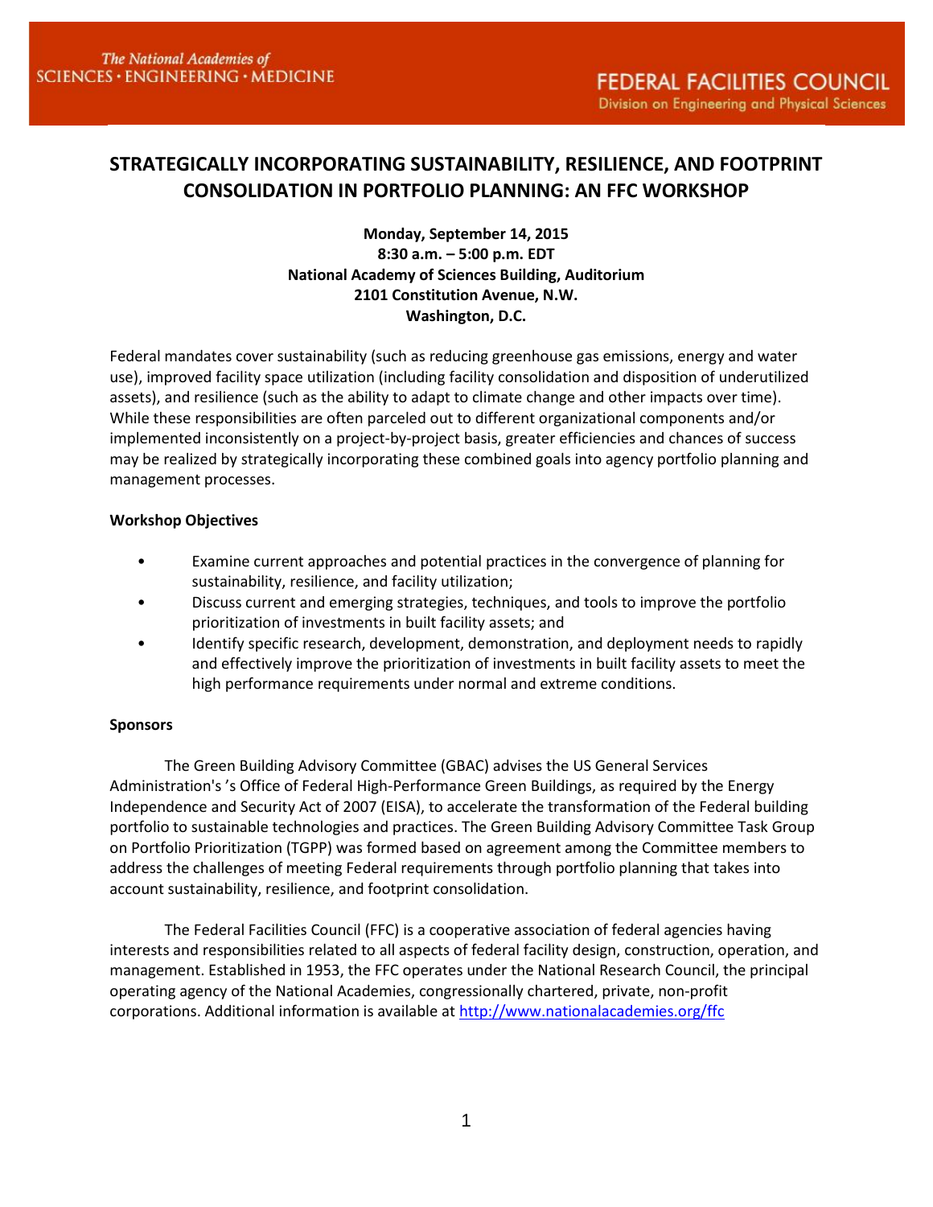The National Academies of SCIENCES · ENGINEERING · MEDICINE

FEDERAL FACILITIES COUNCIL
Division on Engineering and Physical Sciences

# STRATEGICALLY INCORPORATING SUSTAINABILITY, RESILIENCE, AND FOOTPRINT CONSOLIDATION IN PORTFOLIO PLANNING: AN FFC WORKSHOP

**Monday, September 14, 2015**
**8:30 a.m. – 5:00 p.m. EDT**
**National Academy of Sciences Building, Auditorium**
**2101 Constitution Avenue, N.W.**
**Washington, D.C.**

Federal mandates cover sustainability (such as reducing greenhouse gas emissions, energy and water use), improved facility space utilization (including facility consolidation and disposition of underutilized assets), and resilience (such as the ability to adapt to climate change and other impacts over time). While these responsibilities are often parceled out to different organizational components and/or implemented inconsistently on a project-by-project basis, greater efficiencies and chances of success may be realized by strategically incorporating these combined goals into agency portfolio planning and management processes.

**Workshop Objectives**

- Examine current approaches and potential practices in the convergence of planning for sustainability, resilience, and facility utilization;
- Discuss current and emerging strategies, techniques, and tools to improve the portfolio prioritization of investments in built facility assets; and
- Identify specific research, development, demonstration, and deployment needs to rapidly and effectively improve the prioritization of investments in built facility assets to meet the high performance requirements under normal and extreme conditions.

**Sponsors**

The Green Building Advisory Committee (GBAC) advises the US General Services Administration's 's Office of Federal High-Performance Green Buildings, as required by the Energy Independence and Security Act of 2007 (EISA), to accelerate the transformation of the Federal building portfolio to sustainable technologies and practices. The Green Building Advisory Committee Task Group on Portfolio Prioritization (TGPP) was formed based on agreement among the Committee members to address the challenges of meeting Federal requirements through portfolio planning that takes into account sustainability, resilience, and footprint consolidation.

The Federal Facilities Council (FFC) is a cooperative association of federal agencies having interests and responsibilities related to all aspects of federal facility design, construction, operation, and management. Established in 1953, the FFC operates under the National Research Council, the principal operating agency of the National Academies, congressionally chartered, private, non-profit corporations. Additional information is available at http://www.nationalacademies.org/ffc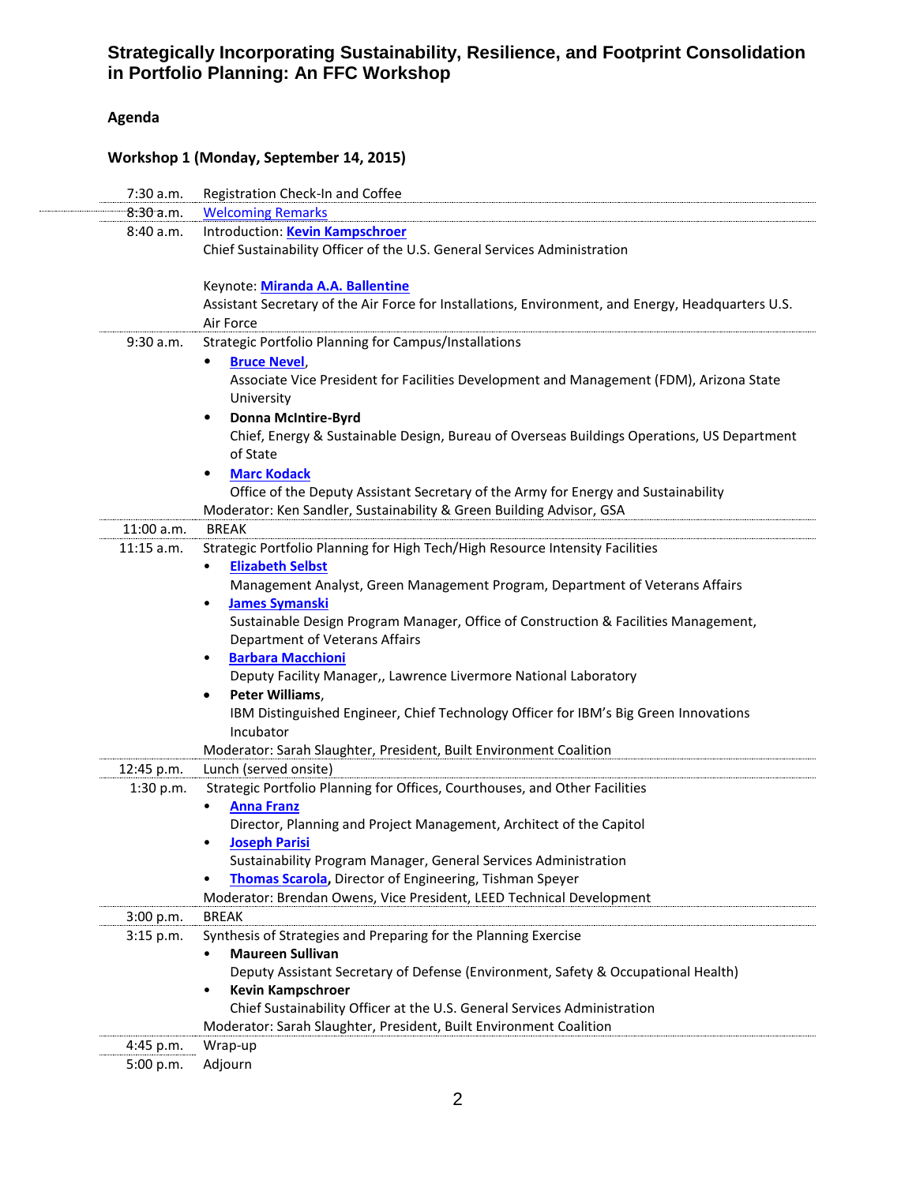# Strategically Incorporating Sustainability, Resilience, and Footprint Consolidation in Portfolio Planning: An FFC Workshop

## Agenda

### Workshop 1 (Monday, September 14, 2015)

| Time | Session |
|---|---|
| 7:30 a.m. | Registration Check-In and Coffee |
| 8:30 a.m. | Welcoming Remarks |
| 8:40 a.m. | Introduction: **Kevin Kampschroer**<br>Chief Sustainability Officer of the U.S. General Services Administration<br><br>Keynote: **Miranda A.A. Ballentine**<br>Assistant Secretary of the Air Force for Installations, Environment, and Energy, Headquarters U.S. Air Force |
| 9:30 a.m. | Strategic Portfolio Planning for Campus/Installations<br>• **Bruce Nevel**,<br>Associate Vice President for Facilities Development and Management (FDM), Arizona State University<br>• **Donna McIntire-Byrd**<br>Chief, Energy & Sustainable Design, Bureau of Overseas Buildings Operations, US Department of State<br>• **Marc Kodack**<br>Office of the Deputy Assistant Secretary of the Army for Energy and Sustainability<br>Moderator: Ken Sandler, Sustainability & Green Building Advisor, GSA |
| 11:00 a.m. | BREAK |
| 11:15 a.m. | Strategic Portfolio Planning for High Tech/High Resource Intensity Facilities<br>• **Elizabeth Selbst**<br>Management Analyst, Green Management Program, Department of Veterans Affairs<br>• **James Symanski**<br>Sustainable Design Program Manager, Office of Construction & Facilities Management, Department of Veterans Affairs<br>• **Barbara Macchioni**<br>Deputy Facility Manager,, Lawrence Livermore National Laboratory<br>• **Peter Williams**,<br>IBM Distinguished Engineer, Chief Technology Officer for IBM's Big Green Innovations Incubator<br>Moderator: Sarah Slaughter, President, Built Environment Coalition |
| 12:45 p.m. | Lunch (served onsite) |
| 1:30 p.m. | Strategic Portfolio Planning for Offices, Courthouses, and Other Facilities<br>• **Anna Franz**<br>Director, Planning and Project Management, Architect of the Capitol<br>• **Joseph Parisi**<br>Sustainability Program Manager, General Services Administration<br>• **Thomas Scarola**, Director of Engineering, Tishman Speyer<br>Moderator: Brendan Owens, Vice President, LEED Technical Development |
| 3:00 p.m. | BREAK |
| 3:15 p.m. | Synthesis of Strategies and Preparing for the Planning Exercise<br>• **Maureen Sullivan**<br>Deputy Assistant Secretary of Defense (Environment, Safety & Occupational Health)<br>• **Kevin Kampschroer**<br>Chief Sustainability Officer at the U.S. General Services Administration<br>Moderator: Sarah Slaughter, President, Built Environment Coalition |
| 4:45 p.m. | Wrap-up |
| 5:00 p.m. | Adjourn |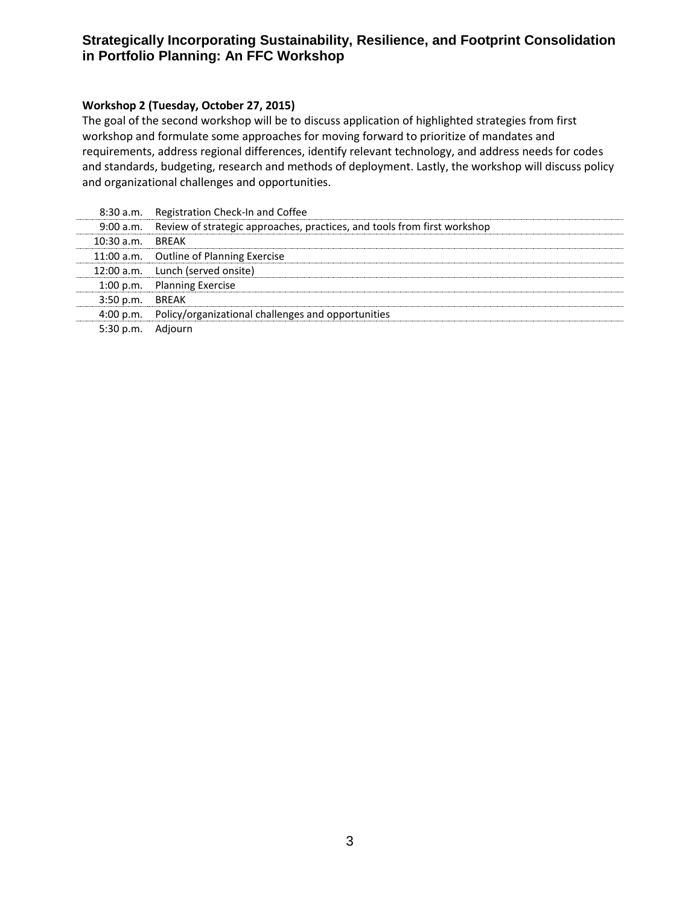# Strategically Incorporating Sustainability, Resilience, and Footprint Consolidation in Portfolio Planning: An FFC Workshop

**Workshop 2 (Tuesday, October 27, 2015)**

The goal of the second workshop will be to discuss application of highlighted strategies from first workshop and formulate some approaches for moving forward to prioritize of mandates and requirements, address regional differences, identify relevant technology, and address needs for codes and standards, budgeting, research and methods of deployment. Lastly, the workshop will discuss policy and organizational challenges and opportunities.

| | |
|---|---|
| 8:30 a.m. | Registration Check-In and Coffee |
| 9:00 a.m. | Review of strategic approaches, practices, and tools from first workshop |
| 10:30 a.m. | BREAK |
| 11:00 a.m. | Outline of Planning Exercise |
| 12:00 a.m. | Lunch (served onsite) |
| 1:00 p.m. | Planning Exercise |
| 3:50 p.m. | BREAK |
| 4:00 p.m. | Policy/organizational challenges and opportunities |
| 5:30 p.m. | Adjourn |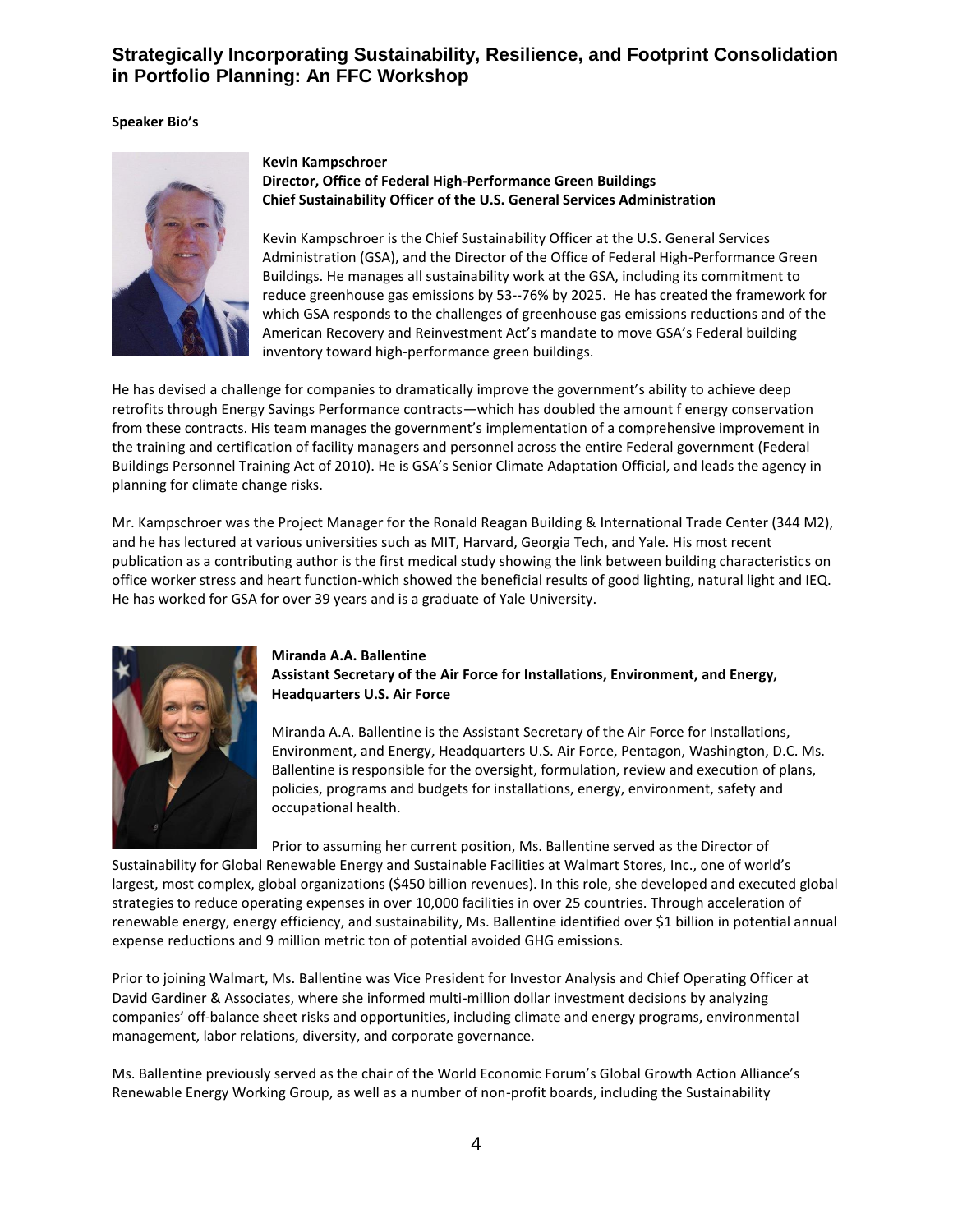# Strategically Incorporating Sustainability, Resilience, and Footprint Consolidation in Portfolio Planning: An FFC Workshop

**Speaker Bio's**

**Kevin Kampschroer**
**Director, Office of Federal High-Performance Green Buildings**
**Chief Sustainability Officer of the U.S. General Services Administration**

Kevin Kampschroer is the Chief Sustainability Officer at the U.S. General Services Administration (GSA), and the Director of the Office of Federal High-Performance Green Buildings. He manages all sustainability work at the GSA, including its commitment to reduce greenhouse gas emissions by 53--76% by 2025. He has created the framework for which GSA responds to the challenges of greenhouse gas emissions reductions and of the American Recovery and Reinvestment Act's mandate to move GSA's Federal building inventory toward high-performance green buildings.

He has devised a challenge for companies to dramatically improve the government's ability to achieve deep retrofits through Energy Savings Performance contracts—which has doubled the amount f energy conservation from these contracts. His team manages the government's implementation of a comprehensive improvement in the training and certification of facility managers and personnel across the entire Federal government (Federal Buildings Personnel Training Act of 2010). He is GSA's Senior Climate Adaptation Official, and leads the agency in planning for climate change risks.

Mr. Kampschroer was the Project Manager for the Ronald Reagan Building & International Trade Center (344 M2), and he has lectured at various universities such as MIT, Harvard, Georgia Tech, and Yale. His most recent publication as a contributing author is the first medical study showing the link between building characteristics on office worker stress and heart function-which showed the beneficial results of good lighting, natural light and IEQ. He has worked for GSA for over 39 years and is a graduate of Yale University.

**Miranda A.A. Ballentine**
**Assistant Secretary of the Air Force for Installations, Environment, and Energy, Headquarters U.S. Air Force**

Miranda A.A. Ballentine is the Assistant Secretary of the Air Force for Installations, Environment, and Energy, Headquarters U.S. Air Force, Pentagon, Washington, D.C. Ms. Ballentine is responsible for the oversight, formulation, review and execution of plans, policies, programs and budgets for installations, energy, environment, safety and occupational health.

Prior to assuming her current position, Ms. Ballentine served as the Director of Sustainability for Global Renewable Energy and Sustainable Facilities at Walmart Stores, Inc., one of world's largest, most complex, global organizations ($450 billion revenues). In this role, she developed and executed global strategies to reduce operating expenses in over 10,000 facilities in over 25 countries. Through acceleration of renewable energy, energy efficiency, and sustainability, Ms. Ballentine identified over $1 billion in potential annual expense reductions and 9 million metric ton of potential avoided GHG emissions.

Prior to joining Walmart, Ms. Ballentine was Vice President for Investor Analysis and Chief Operating Officer at David Gardiner & Associates, where she informed multi-million dollar investment decisions by analyzing companies' off-balance sheet risks and opportunities, including climate and energy programs, environmental management, labor relations, diversity, and corporate governance.

Ms. Ballentine previously served as the chair of the World Economic Forum's Global Growth Action Alliance's Renewable Energy Working Group, as well as a number of non-profit boards, including the Sustainability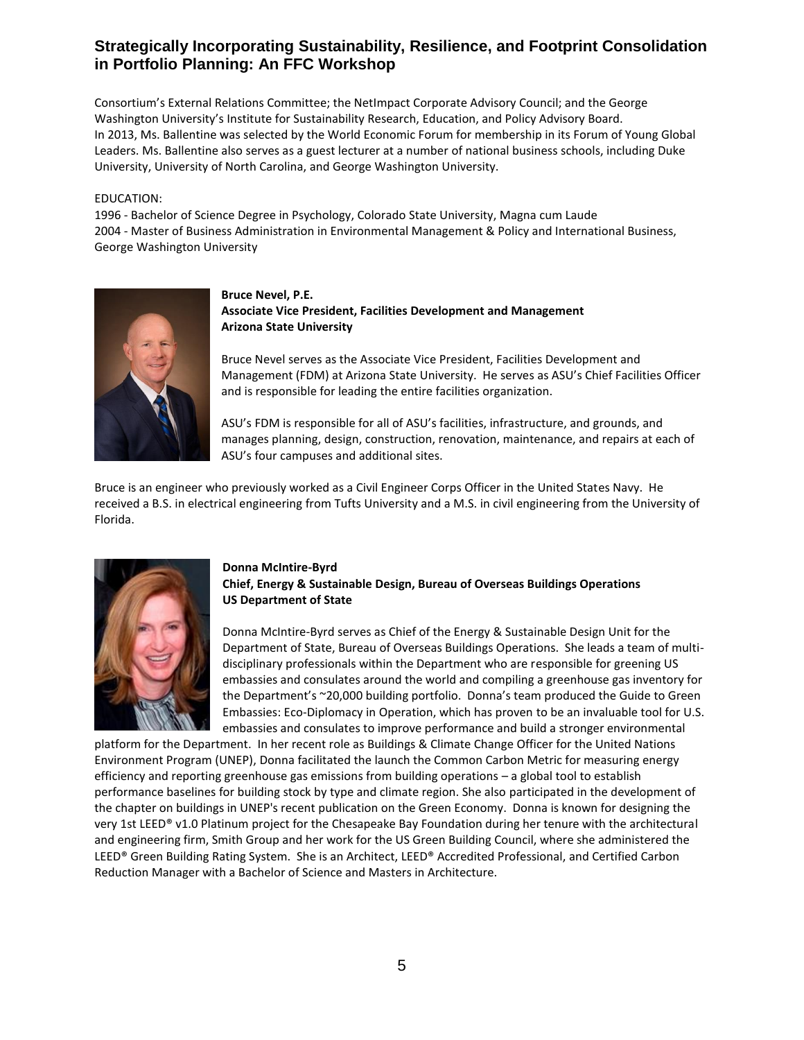Consortium's External Relations Committee; the NetImpact Corporate Advisory Council; and the George Washington University's Institute for Sustainability Research, Education, and Policy Advisory Board. In 2013, Ms. Ballentine was selected by the World Economic Forum for membership in its Forum of Young Global Leaders. Ms. Ballentine also serves as a guest lecturer at a number of national business schools, including Duke University, University of North Carolina, and George Washington University.

EDUCATION:
1996 - Bachelor of Science Degree in Psychology, Colorado State University, Magna cum Laude
2004 - Master of Business Administration in Environmental Management & Policy and International Business, George Washington University

**Bruce Nevel, P.E.**
**Associate Vice President, Facilities Development and Management**
**Arizona State University**

Bruce Nevel serves as the Associate Vice President, Facilities Development and Management (FDM) at Arizona State University. He serves as ASU's Chief Facilities Officer and is responsible for leading the entire facilities organization.

ASU's FDM is responsible for all of ASU's facilities, infrastructure, and grounds, and manages planning, design, construction, renovation, maintenance, and repairs at each of ASU's four campuses and additional sites.

Bruce is an engineer who previously worked as a Civil Engineer Corps Officer in the United States Navy. He received a B.S. in electrical engineering from Tufts University and a M.S. in civil engineering from the University of Florida.

**Donna McIntire-Byrd**
**Chief, Energy & Sustainable Design, Bureau of Overseas Buildings Operations**
**US Department of State**

Donna McIntire-Byrd serves as Chief of the Energy & Sustainable Design Unit for the Department of State, Bureau of Overseas Buildings Operations. She leads a team of multi-disciplinary professionals within the Department who are responsible for greening US embassies and consulates around the world and compiling a greenhouse gas inventory for the Department's ~20,000 building portfolio. Donna's team produced the Guide to Green Embassies: Eco-Diplomacy in Operation, which has proven to be an invaluable tool for U.S. embassies and consulates to improve performance and build a stronger environmental platform for the Department. In her recent role as Buildings & Climate Change Officer for the United Nations Environment Program (UNEP), Donna facilitated the launch the Common Carbon Metric for measuring energy efficiency and reporting greenhouse gas emissions from building operations – a global tool to establish performance baselines for building stock by type and climate region. She also participated in the development of the chapter on buildings in UNEP's recent publication on the Green Economy. Donna is known for designing the very 1st LEED® v1.0 Platinum project for the Chesapeake Bay Foundation during her tenure with the architectural and engineering firm, Smith Group and her work for the US Green Building Council, where she administered the LEED® Green Building Rating System. She is an Architect, LEED® Accredited Professional, and Certified Carbon Reduction Manager with a Bachelor of Science and Masters in Architecture.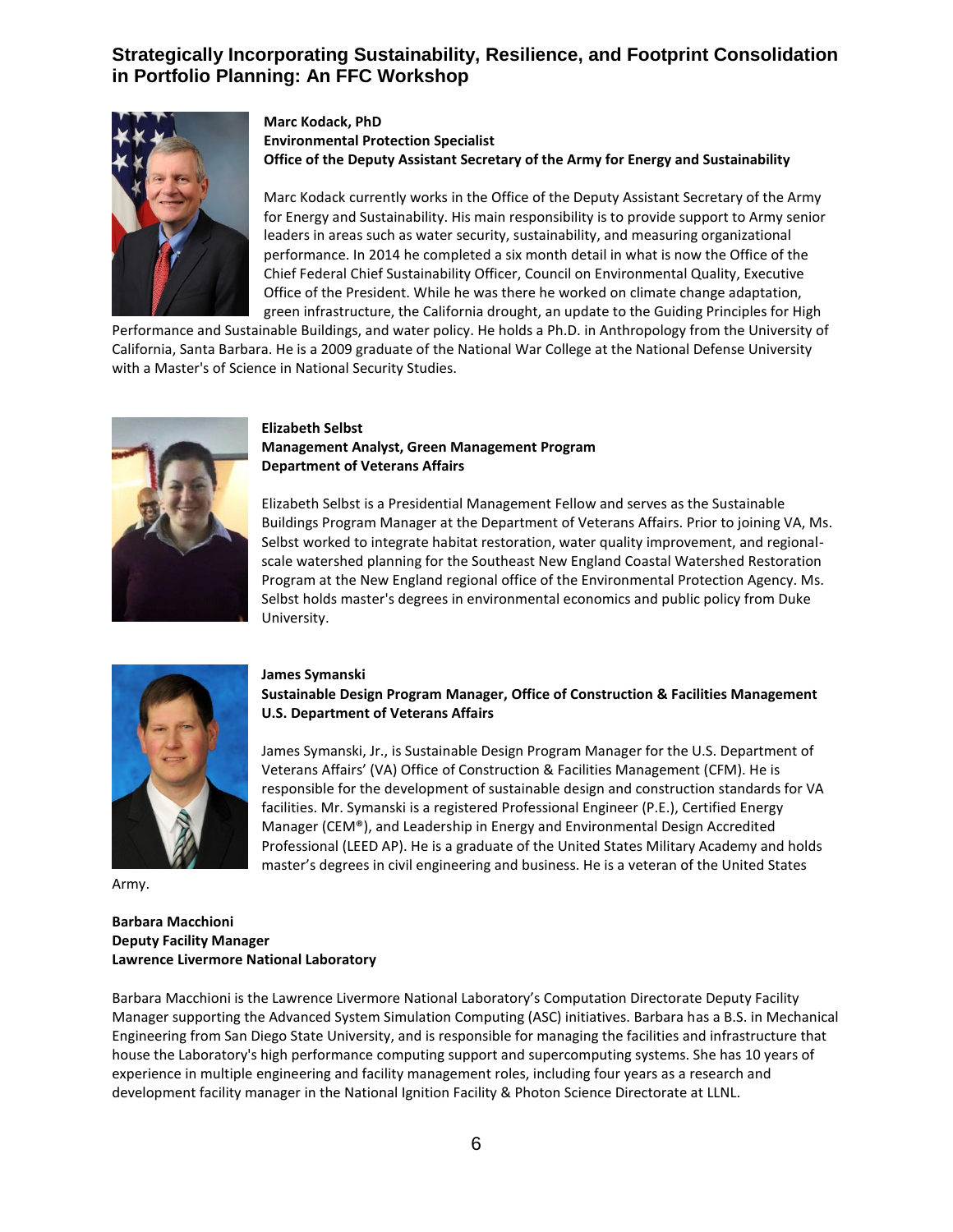**Marc Kodack, PhD**
**Environmental Protection Specialist**
**Office of the Deputy Assistant Secretary of the Army for Energy and Sustainability**

Marc Kodack currently works in the Office of the Deputy Assistant Secretary of the Army for Energy and Sustainability. His main responsibility is to provide support to Army senior leaders in areas such as water security, sustainability, and measuring organizational performance. In 2014 he completed a six month detail in what is now the Office of the Chief Federal Chief Sustainability Officer, Council on Environmental Quality, Executive Office of the President. While he was there he worked on climate change adaptation, green infrastructure, the California drought, an update to the Guiding Principles for High Performance and Sustainable Buildings, and water policy. He holds a Ph.D. in Anthropology from the University of California, Santa Barbara. He is a 2009 graduate of the National War College at the National Defense University with a Master's of Science in National Security Studies.

**Elizabeth Selbst**
**Management Analyst, Green Management Program**
**Department of Veterans Affairs**

Elizabeth Selbst is a Presidential Management Fellow and serves as the Sustainable Buildings Program Manager at the Department of Veterans Affairs. Prior to joining VA, Ms. Selbst worked to integrate habitat restoration, water quality improvement, and regional-scale watershed planning for the Southeast New England Coastal Watershed Restoration Program at the New England regional office of the Environmental Protection Agency. Ms. Selbst holds master's degrees in environmental economics and public policy from Duke University.

**James Symanski**
**Sustainable Design Program Manager, Office of Construction & Facilities Management**
**U.S. Department of Veterans Affairs**

James Symanski, Jr., is Sustainable Design Program Manager for the U.S. Department of Veterans Affairs' (VA) Office of Construction & Facilities Management (CFM). He is responsible for the development of sustainable design and construction standards for VA facilities. Mr. Symanski is a registered Professional Engineer (P.E.), Certified Energy Manager (CEM®), and Leadership in Energy and Environmental Design Accredited Professional (LEED AP). He is a graduate of the United States Military Academy and holds master's degrees in civil engineering and business. He is a veteran of the United States Army.

**Barbara Macchioni**
**Deputy Facility Manager**
**Lawrence Livermore National Laboratory**

Barbara Macchioni is the Lawrence Livermore National Laboratory's Computation Directorate Deputy Facility Manager supporting the Advanced System Simulation Computing (ASC) initiatives. Barbara has a B.S. in Mechanical Engineering from San Diego State University, and is responsible for managing the facilities and infrastructure that house the Laboratory's high performance computing support and supercomputing systems. She has 10 years of experience in multiple engineering and facility management roles, including four years as a research and development facility manager in the National Ignition Facility & Photon Science Directorate at LLNL.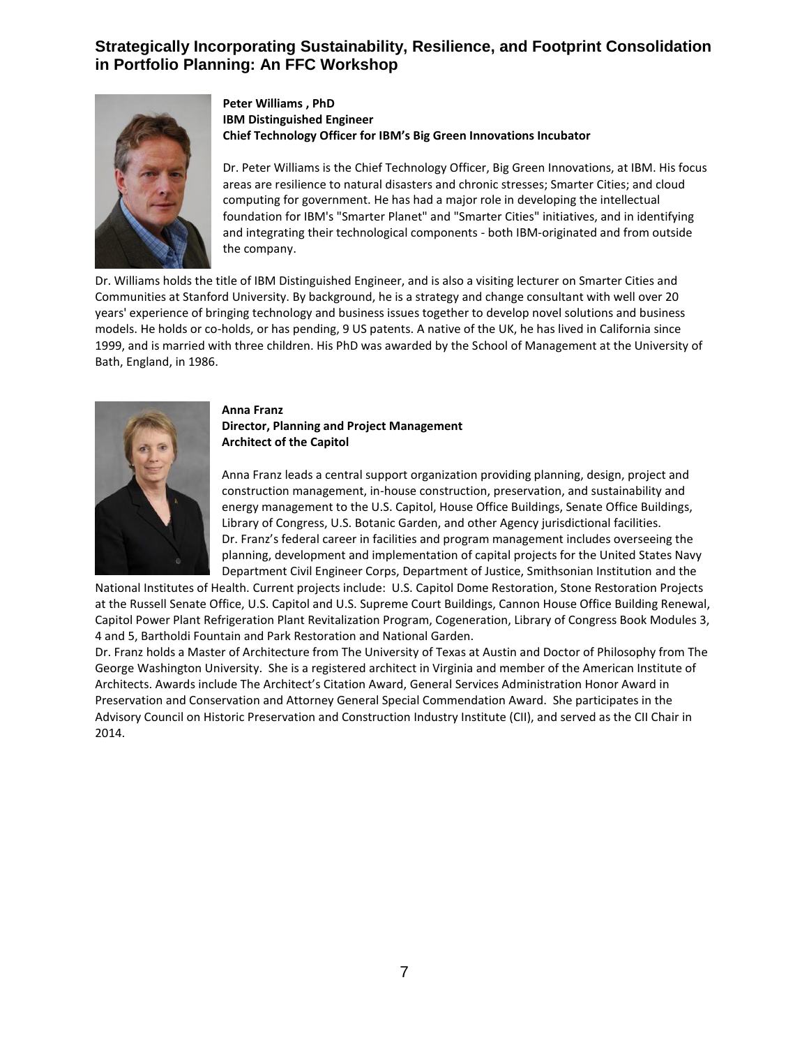# Strategically Incorporating Sustainability, Resilience, and Footprint Consolidation in Portfolio Planning: An FFC Workshop

**Peter Williams , PhD**
**IBM Distinguished Engineer**
**Chief Technology Officer for IBM's Big Green Innovations Incubator**

Dr. Peter Williams is the Chief Technology Officer, Big Green Innovations, at IBM. His focus areas are resilience to natural disasters and chronic stresses; Smarter Cities; and cloud computing for government. He has had a major role in developing the intellectual foundation for IBM's "Smarter Planet" and "Smarter Cities" initiatives, and in identifying and integrating their technological components - both IBM-originated and from outside the company.

Dr. Williams holds the title of IBM Distinguished Engineer, and is also a visiting lecturer on Smarter Cities and Communities at Stanford University. By background, he is a strategy and change consultant with well over 20 years' experience of bringing technology and business issues together to develop novel solutions and business models. He holds or co-holds, or has pending, 9 US patents. A native of the UK, he has lived in California since 1999, and is married with three children. His PhD was awarded by the School of Management at the University of Bath, England, in 1986.

**Anna Franz**
**Director, Planning and Project Management**
**Architect of the Capitol**

Anna Franz leads a central support organization providing planning, design, project and construction management, in-house construction, preservation, and sustainability and energy management to the U.S. Capitol, House Office Buildings, Senate Office Buildings, Library of Congress, U.S. Botanic Garden, and other Agency jurisdictional facilities.
Dr. Franz's federal career in facilities and program management includes overseeing the planning, development and implementation of capital projects for the United States Navy Department Civil Engineer Corps, Department of Justice, Smithsonian Institution and the National Institutes of Health. Current projects include: U.S. Capitol Dome Restoration, Stone Restoration Projects at the Russell Senate Office, U.S. Capitol and U.S. Supreme Court Buildings, Cannon House Office Building Renewal, Capitol Power Plant Refrigeration Plant Revitalization Program, Cogeneration, Library of Congress Book Modules 3, 4 and 5, Bartholdi Fountain and Park Restoration and National Garden.
Dr. Franz holds a Master of Architecture from The University of Texas at Austin and Doctor of Philosophy from The George Washington University. She is a registered architect in Virginia and member of the American Institute of Architects. Awards include The Architect's Citation Award, General Services Administration Honor Award in Preservation and Conservation and Attorney General Special Commendation Award. She participates in the Advisory Council on Historic Preservation and Construction Industry Institute (CII), and served as the CII Chair in 2014.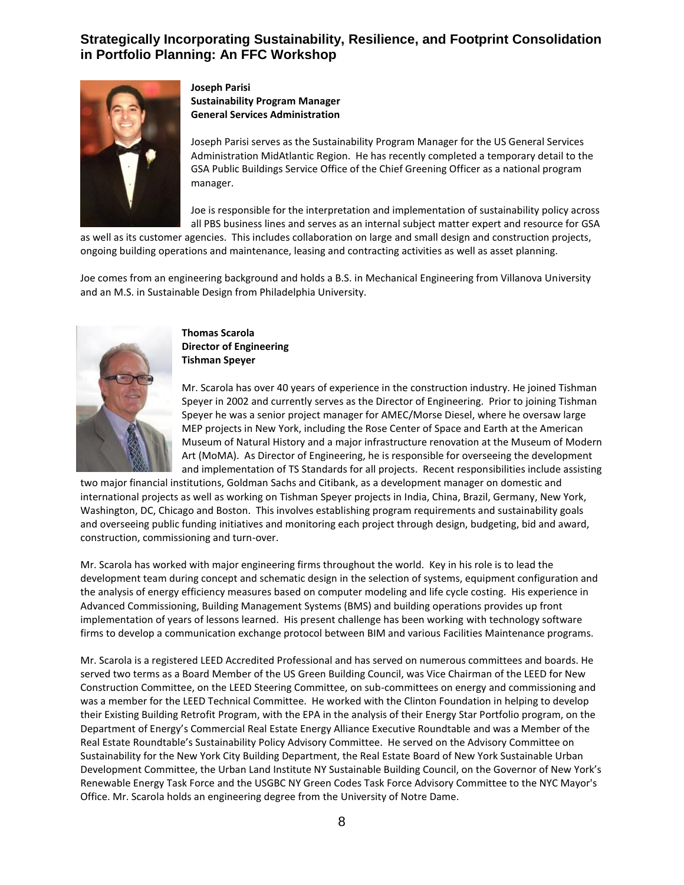**Joseph Parisi**
**Sustainability Program Manager**
**General Services Administration**

Joseph Parisi serves as the Sustainability Program Manager for the US General Services Administration MidAtlantic Region. He has recently completed a temporary detail to the GSA Public Buildings Service Office of the Chief Greening Officer as a national program manager.

Joe is responsible for the interpretation and implementation of sustainability policy across all PBS business lines and serves as an internal subject matter expert and resource for GSA as well as its customer agencies. This includes collaboration on large and small design and construction projects, ongoing building operations and maintenance, leasing and contracting activities as well as asset planning.

Joe comes from an engineering background and holds a B.S. in Mechanical Engineering from Villanova University and an M.S. in Sustainable Design from Philadelphia University.

**Thomas Scarola**
**Director of Engineering**
**Tishman Speyer**

Mr. Scarola has over 40 years of experience in the construction industry. He joined Tishman Speyer in 2002 and currently serves as the Director of Engineering. Prior to joining Tishman Speyer he was a senior project manager for AMEC/Morse Diesel, where he oversaw large MEP projects in New York, including the Rose Center of Space and Earth at the American Museum of Natural History and a major infrastructure renovation at the Museum of Modern Art (MoMA). As Director of Engineering, he is responsible for overseeing the development and implementation of TS Standards for all projects. Recent responsibilities include assisting two major financial institutions, Goldman Sachs and Citibank, as a development manager on domestic and international projects as well as working on Tishman Speyer projects in India, China, Brazil, Germany, New York, Washington, DC, Chicago and Boston. This involves establishing program requirements and sustainability goals and overseeing public funding initiatives and monitoring each project through design, budgeting, bid and award, construction, commissioning and turn-over.

Mr. Scarola has worked with major engineering firms throughout the world. Key in his role is to lead the development team during concept and schematic design in the selection of systems, equipment configuration and the analysis of energy efficiency measures based on computer modeling and life cycle costing. His experience in Advanced Commissioning, Building Management Systems (BMS) and building operations provides up front implementation of years of lessons learned. His present challenge has been working with technology software firms to develop a communication exchange protocol between BIM and various Facilities Maintenance programs.

Mr. Scarola is a registered LEED Accredited Professional and has served on numerous committees and boards. He served two terms as a Board Member of the US Green Building Council, was Vice Chairman of the LEED for New Construction Committee, on the LEED Steering Committee, on sub-committees on energy and commissioning and was a member for the LEED Technical Committee. He worked with the Clinton Foundation in helping to develop their Existing Building Retrofit Program, with the EPA in the analysis of their Energy Star Portfolio program, on the Department of Energy's Commercial Real Estate Energy Alliance Executive Roundtable and was a Member of the Real Estate Roundtable's Sustainability Policy Advisory Committee. He served on the Advisory Committee on Sustainability for the New York City Building Department, the Real Estate Board of New York Sustainable Urban Development Committee, the Urban Land Institute NY Sustainable Building Council, on the Governor of New York's Renewable Energy Task Force and the USGBC NY Green Codes Task Force Advisory Committee to the NYC Mayor's Office. Mr. Scarola holds an engineering degree from the University of Notre Dame.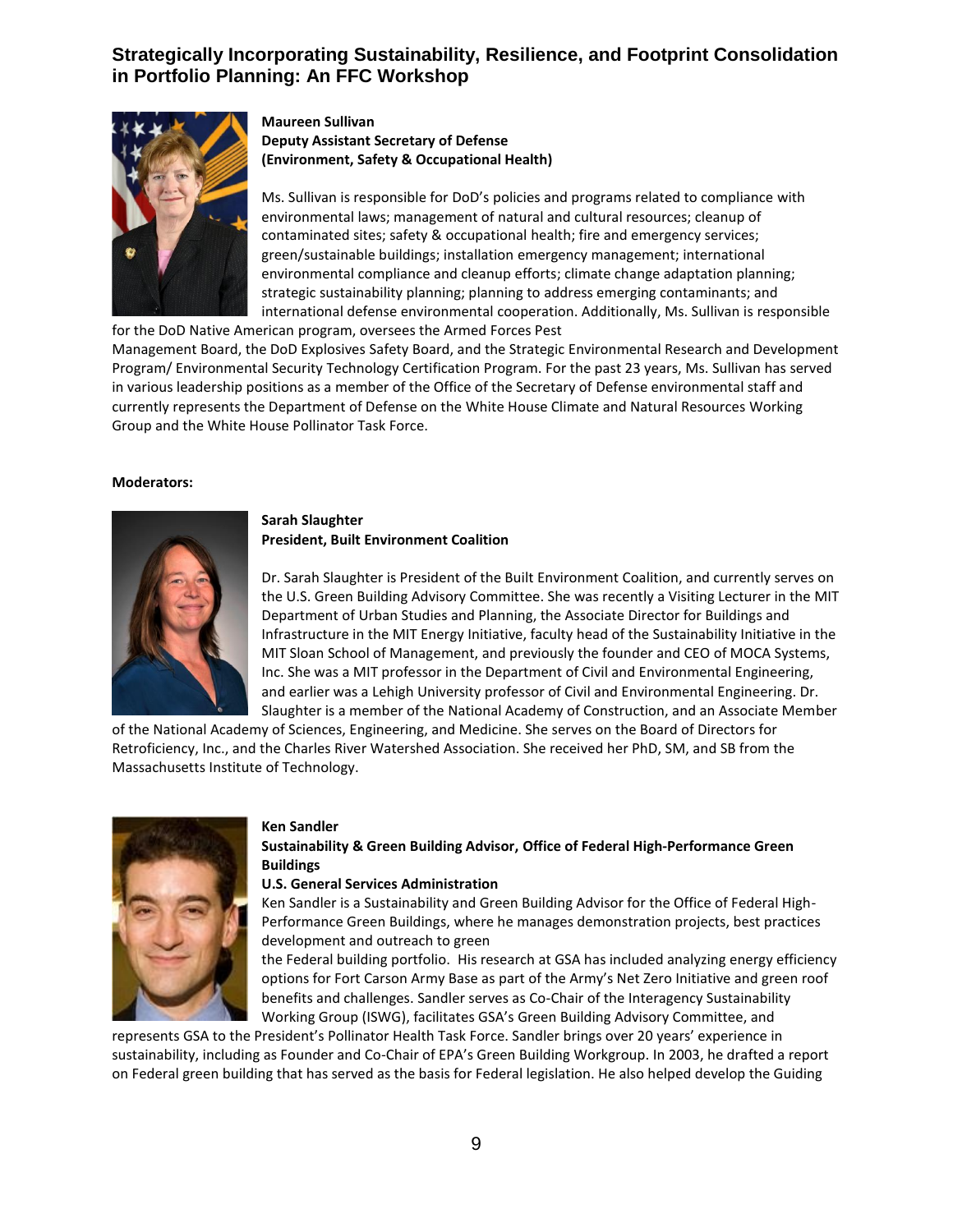**Maureen Sullivan**
**Deputy Assistant Secretary of Defense**
**(Environment, Safety & Occupational Health)**

Ms. Sullivan is responsible for DoD's policies and programs related to compliance with environmental laws; management of natural and cultural resources; cleanup of contaminated sites; safety & occupational health; fire and emergency services; green/sustainable buildings; installation emergency management; international environmental compliance and cleanup efforts; climate change adaptation planning; strategic sustainability planning; planning to address emerging contaminants; and international defense environmental cooperation. Additionally, Ms. Sullivan is responsible for the DoD Native American program, oversees the Armed Forces Pest Management Board, the DoD Explosives Safety Board, and the Strategic Environmental Research and Development Program/ Environmental Security Technology Certification Program. For the past 23 years, Ms. Sullivan has served in various leadership positions as a member of the Office of the Secretary of Defense environmental staff and currently represents the Department of Defense on the White House Climate and Natural Resources Working Group and the White House Pollinator Task Force.

**Moderators:**

**Sarah Slaughter**
**President, Built Environment Coalition**

Dr. Sarah Slaughter is President of the Built Environment Coalition, and currently serves on the U.S. Green Building Advisory Committee. She was recently a Visiting Lecturer in the MIT Department of Urban Studies and Planning, the Associate Director for Buildings and Infrastructure in the MIT Energy Initiative, faculty head of the Sustainability Initiative in the MIT Sloan School of Management, and previously the founder and CEO of MOCA Systems, Inc. She was a MIT professor in the Department of Civil and Environmental Engineering, and earlier was a Lehigh University professor of Civil and Environmental Engineering. Dr. Slaughter is a member of the National Academy of Construction, and an Associate Member of the National Academy of Sciences, Engineering, and Medicine. She serves on the Board of Directors for Retroficiency, Inc., and the Charles River Watershed Association. She received her PhD, SM, and SB from the Massachusetts Institute of Technology.

**Ken Sandler**
**Sustainability & Green Building Advisor, Office of Federal High-Performance Green Buildings**
**U.S. General Services Administration**

Ken Sandler is a Sustainability and Green Building Advisor for the Office of Federal High-Performance Green Buildings, where he manages demonstration projects, best practices development and outreach to green the Federal building portfolio. His research at GSA has included analyzing energy efficiency options for Fort Carson Army Base as part of the Army's Net Zero Initiative and green roof benefits and challenges. Sandler serves as Co-Chair of the Interagency Sustainability Working Group (ISWG), facilitates GSA's Green Building Advisory Committee, and represents GSA to the President's Pollinator Health Task Force. Sandler brings over 20 years' experience in sustainability, including as Founder and Co-Chair of EPA's Green Building Workgroup. In 2003, he drafted a report on Federal green building that has served as the basis for Federal legislation. He also helped develop the Guiding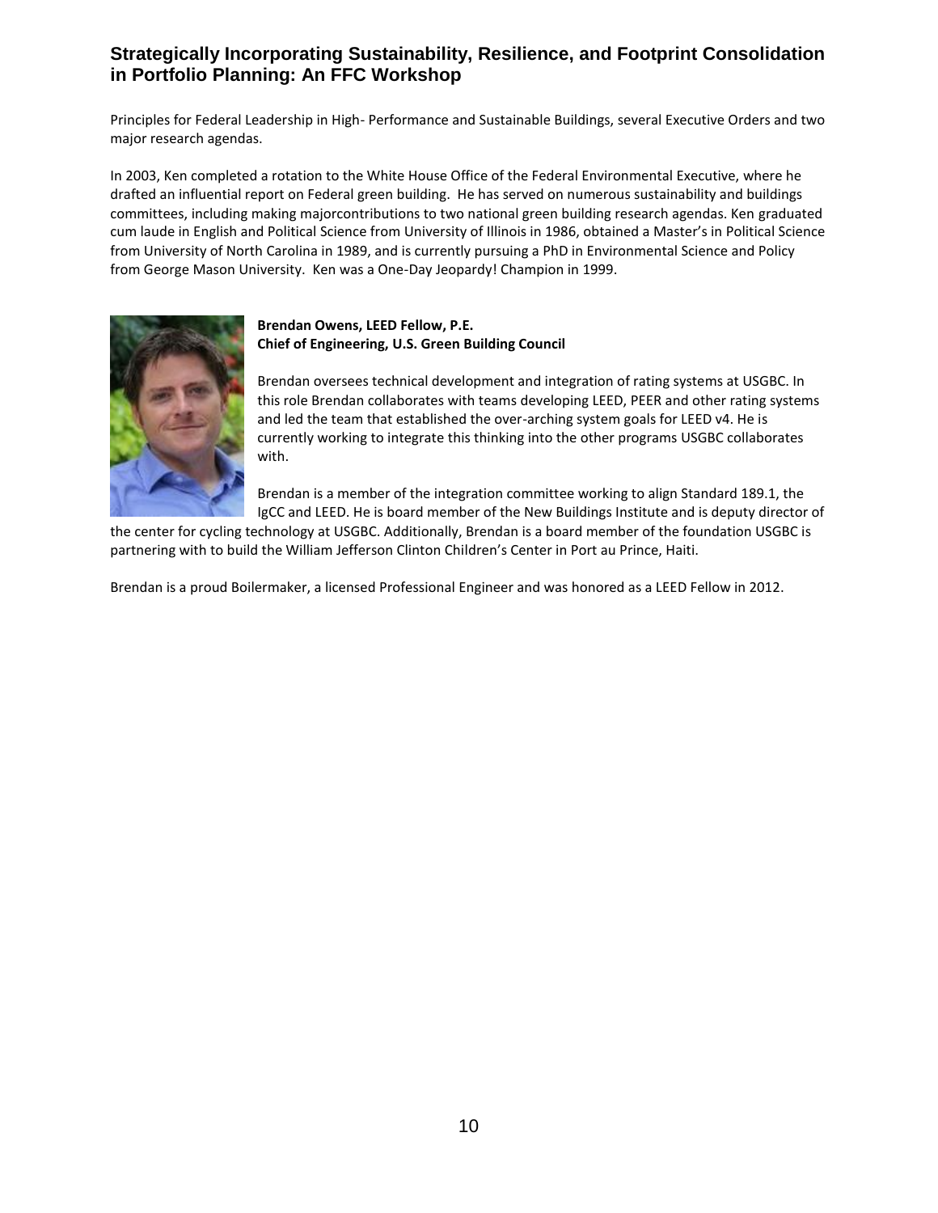Principles for Federal Leadership in High- Performance and Sustainable Buildings, several Executive Orders and two major research agendas.

In 2003, Ken completed a rotation to the White House Office of the Federal Environmental Executive, where he drafted an influential report on Federal green building. He has served on numerous sustainability and buildings committees, including making majorcontributions to two national green building research agendas. Ken graduated cum laude in English and Political Science from University of Illinois in 1986, obtained a Master's in Political Science from University of North Carolina in 1989, and is currently pursuing a PhD in Environmental Science and Policy from George Mason University. Ken was a One-Day Jeopardy! Champion in 1999.

**Brendan Owens, LEED Fellow, P.E.**
**Chief of Engineering, U.S. Green Building Council**

Brendan oversees technical development and integration of rating systems at USGBC. In this role Brendan collaborates with teams developing LEED, PEER and other rating systems and led the team that established the over-arching system goals for LEED v4. He is currently working to integrate this thinking into the other programs USGBC collaborates with.

Brendan is a member of the integration committee working to align Standard 189.1, the IgCC and LEED. He is board member of the New Buildings Institute and is deputy director of the center for cycling technology at USGBC. Additionally, Brendan is a board member of the foundation USGBC is partnering with to build the William Jefferson Clinton Children's Center in Port au Prince, Haiti.

Brendan is a proud Boilermaker, a licensed Professional Engineer and was honored as a LEED Fellow in 2012.